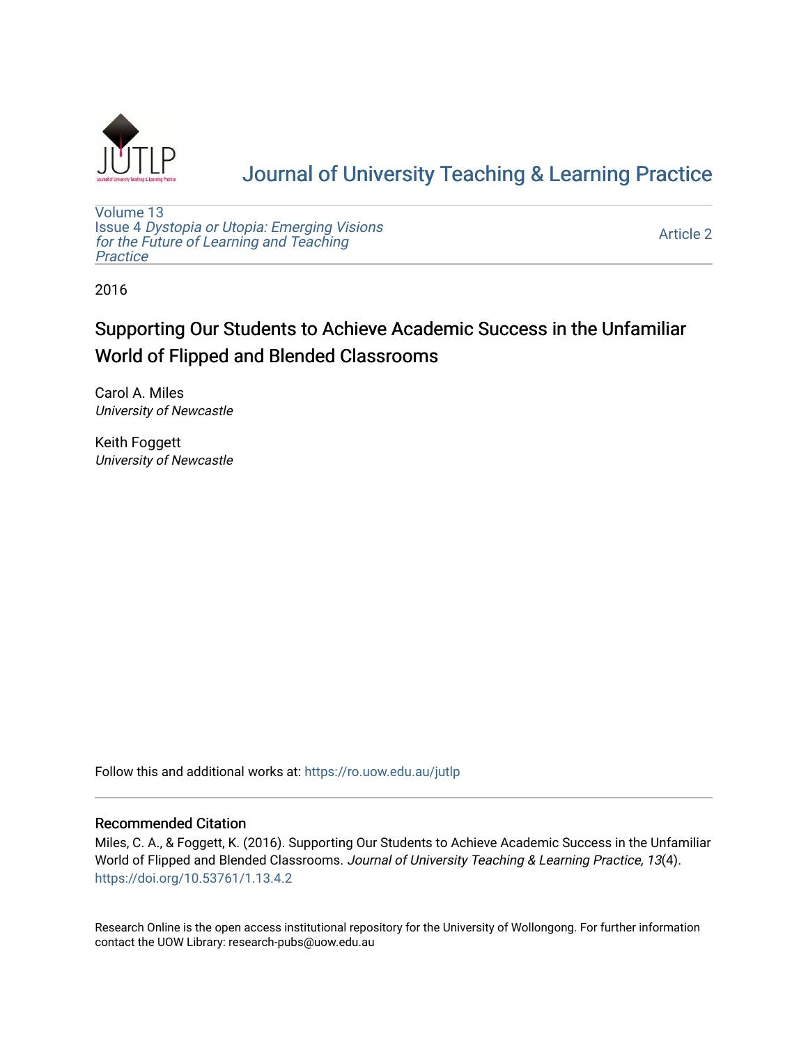# Journal of University Teaching & Learning Practice

Volume 13
Issue 4 *Dystopia or Utopia: Emerging Visions for the Future of Learning and Teaching Practice*

Article 2

2016

## Supporting Our Students to Achieve Academic Success in the Unfamiliar World of Flipped and Blended Classrooms

Carol A. Miles
*University of Newcastle*

Keith Foggett
*University of Newcastle*

Follow this and additional works at: https://ro.uow.edu.au/jutlp

### Recommended Citation

Miles, C. A., & Foggett, K. (2016). Supporting Our Students to Achieve Academic Success in the Unfamiliar World of Flipped and Blended Classrooms. *Journal of University Teaching & Learning Practice, 13*(4). https://doi.org/10.53761/1.13.4.2

Research Online is the open access institutional repository for the University of Wollongong. For further information contact the UOW Library: research-pubs@uow.edu.au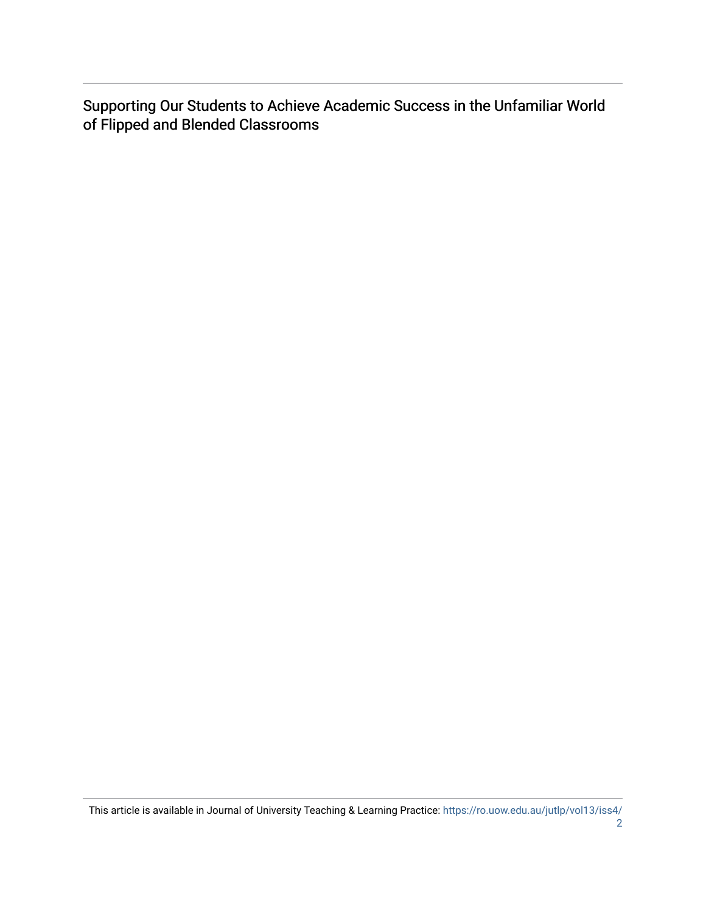Supporting Our Students to Achieve Academic Success in the Unfamiliar World of Flipped and Blended Classrooms

This article is available in Journal of University Teaching & Learning Practice: https://ro.uow.edu.au/jutlp/vol13/iss4/2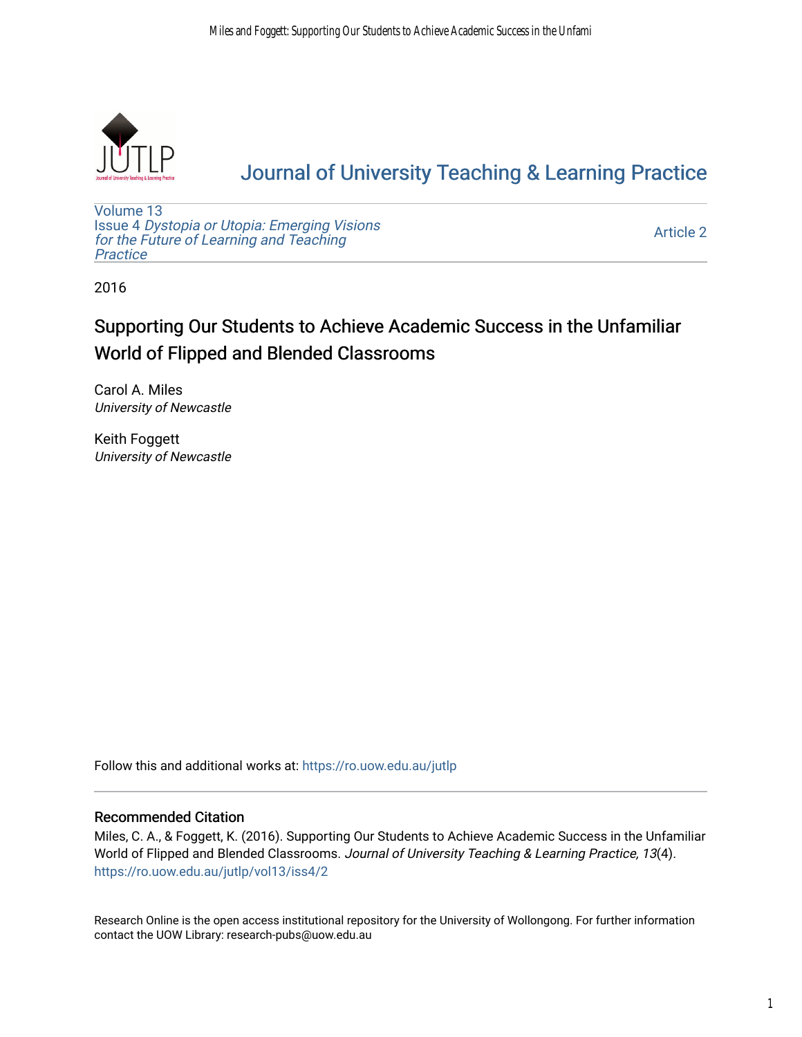Journal of University Teaching & Learning Practice

Volume 13
Issue 4 *Dystopia or Utopia: Emerging Visions for the Future of Learning and Teaching Practice*

Article 2

2016

# Supporting Our Students to Achieve Academic Success in the Unfamiliar World of Flipped and Blended Classrooms

Carol A. Miles
*University of Newcastle*

Keith Foggett
*University of Newcastle*

Follow this and additional works at: https://ro.uow.edu.au/jutlp

## Recommended Citation

Miles, C. A., & Foggett, K. (2016). Supporting Our Students to Achieve Academic Success in the Unfamiliar World of Flipped and Blended Classrooms. *Journal of University Teaching & Learning Practice, 13*(4). https://ro.uow.edu.au/jutlp/vol13/iss4/2

Research Online is the open access institutional repository for the University of Wollongong. For further information contact the UOW Library: research-pubs@uow.edu.au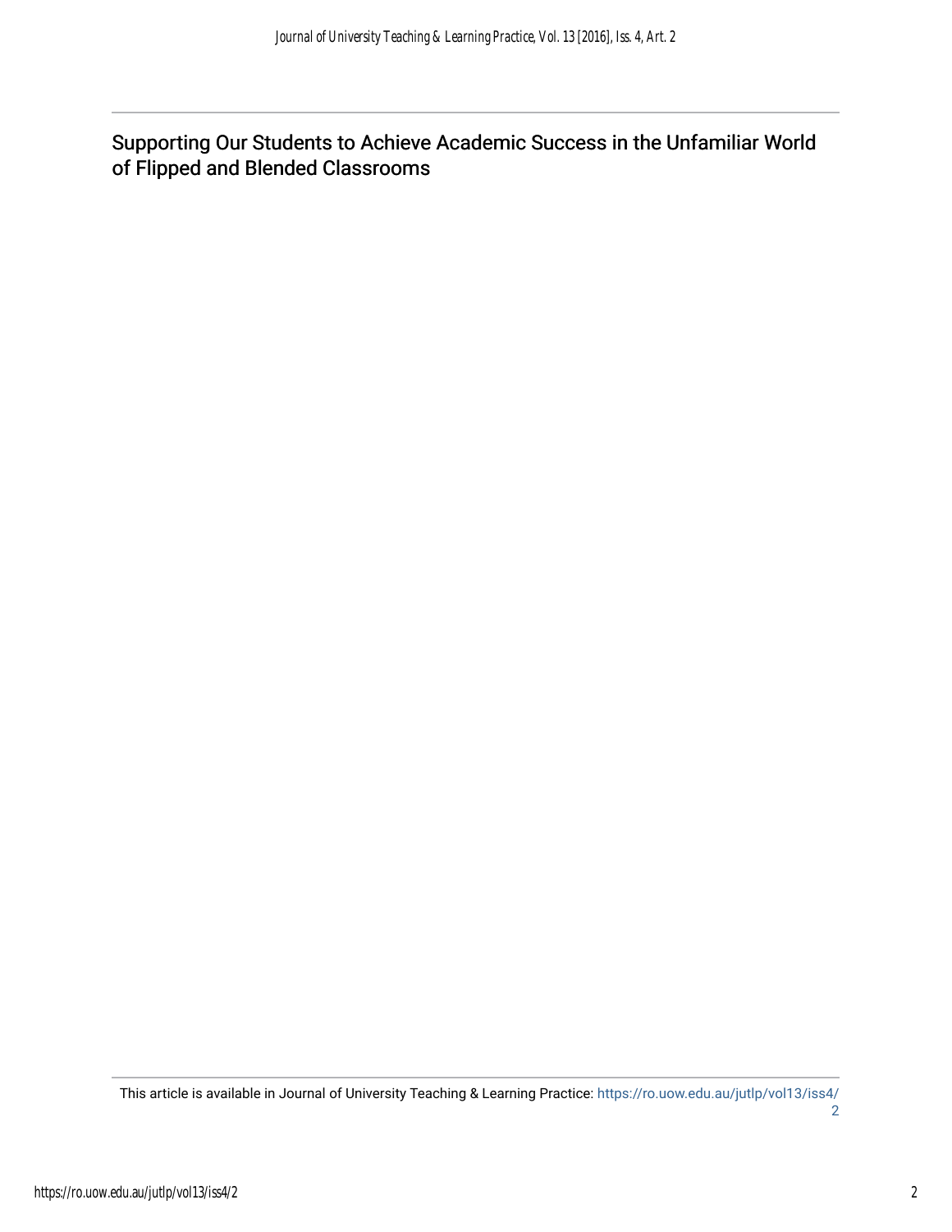Supporting Our Students to Achieve Academic Success in the Unfamiliar World of Flipped and Blended Classrooms

This article is available in Journal of University Teaching & Learning Practice: https://ro.uow.edu.au/jutlp/vol13/iss4/2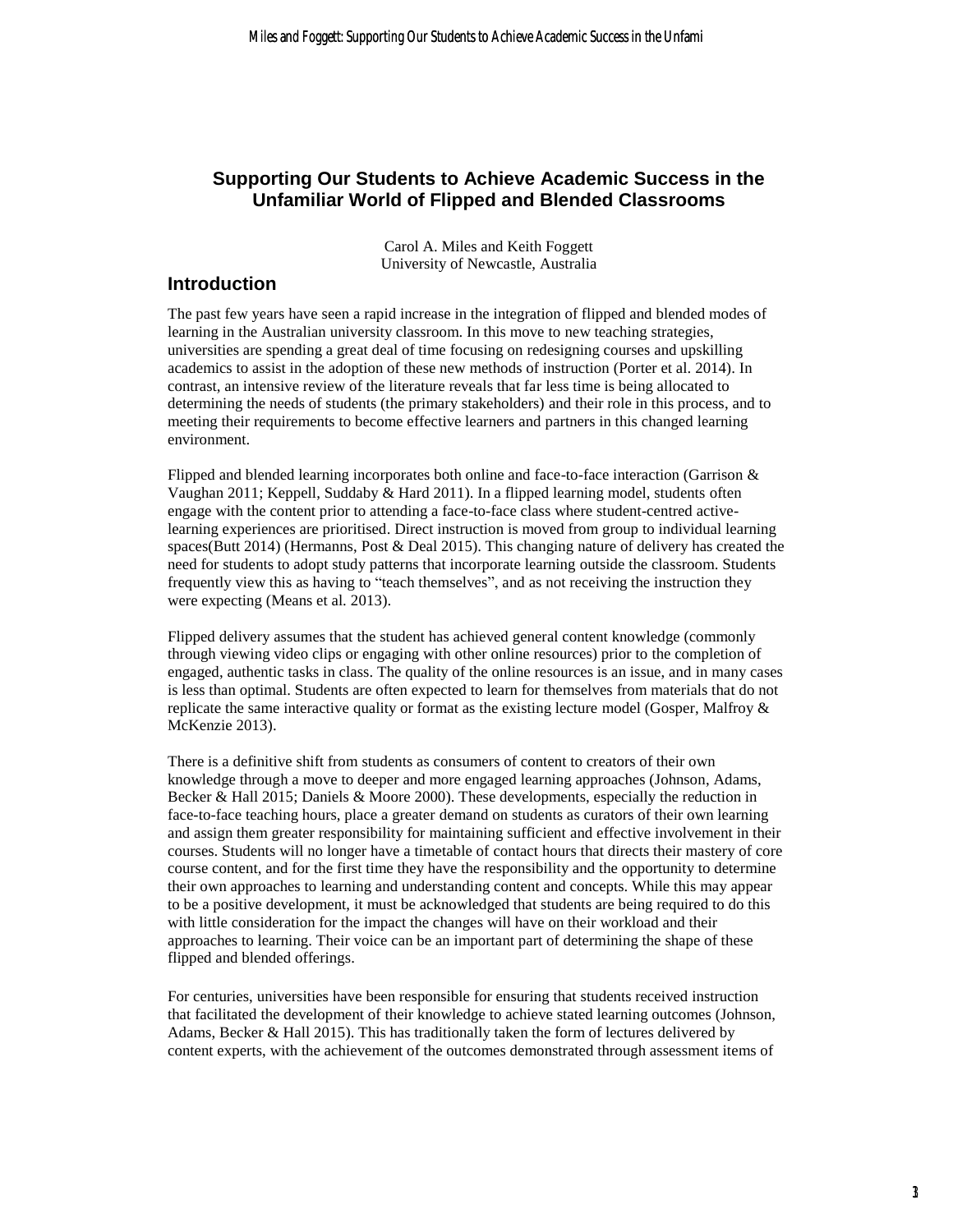# Supporting Our Students to Achieve Academic Success in the Unfamiliar World of Flipped and Blended Classrooms

Carol A. Miles and Keith Foggett
University of Newcastle, Australia

## Introduction

The past few years have seen a rapid increase in the integration of flipped and blended modes of learning in the Australian university classroom. In this move to new teaching strategies, universities are spending a great deal of time focusing on redesigning courses and upskilling academics to assist in the adoption of these new methods of instruction (Porter et al. 2014). In contrast, an intensive review of the literature reveals that far less time is being allocated to determining the needs of students (the primary stakeholders) and their role in this process, and to meeting their requirements to become effective learners and partners in this changed learning environment.

Flipped and blended learning incorporates both online and face-to-face interaction (Garrison & Vaughan 2011; Keppell, Suddaby & Hard 2011). In a flipped learning model, students often engage with the content prior to attending a face-to-face class where student-centred active-learning experiences are prioritised. Direct instruction is moved from group to individual learning spaces(Butt 2014) (Hermanns, Post & Deal 2015). This changing nature of delivery has created the need for students to adopt study patterns that incorporate learning outside the classroom. Students frequently view this as having to "teach themselves", and as not receiving the instruction they were expecting (Means et al. 2013).

Flipped delivery assumes that the student has achieved general content knowledge (commonly through viewing video clips or engaging with other online resources) prior to the completion of engaged, authentic tasks in class. The quality of the online resources is an issue, and in many cases is less than optimal. Students are often expected to learn for themselves from materials that do not replicate the same interactive quality or format as the existing lecture model (Gosper, Malfroy & McKenzie 2013).

There is a definitive shift from students as consumers of content to creators of their own knowledge through a move to deeper and more engaged learning approaches (Johnson, Adams, Becker & Hall 2015; Daniels & Moore 2000). These developments, especially the reduction in face-to-face teaching hours, place a greater demand on students as curators of their own learning and assign them greater responsibility for maintaining sufficient and effective involvement in their courses. Students will no longer have a timetable of contact hours that directs their mastery of core course content, and for the first time they have the responsibility and the opportunity to determine their own approaches to learning and understanding content and concepts. While this may appear to be a positive development, it must be acknowledged that students are being required to do this with little consideration for the impact the changes will have on their workload and their approaches to learning. Their voice can be an important part of determining the shape of these flipped and blended offerings.

For centuries, universities have been responsible for ensuring that students received instruction that facilitated the development of their knowledge to achieve stated learning outcomes (Johnson, Adams, Becker & Hall 2015). This has traditionally taken the form of lectures delivered by content experts, with the achievement of the outcomes demonstrated through assessment items of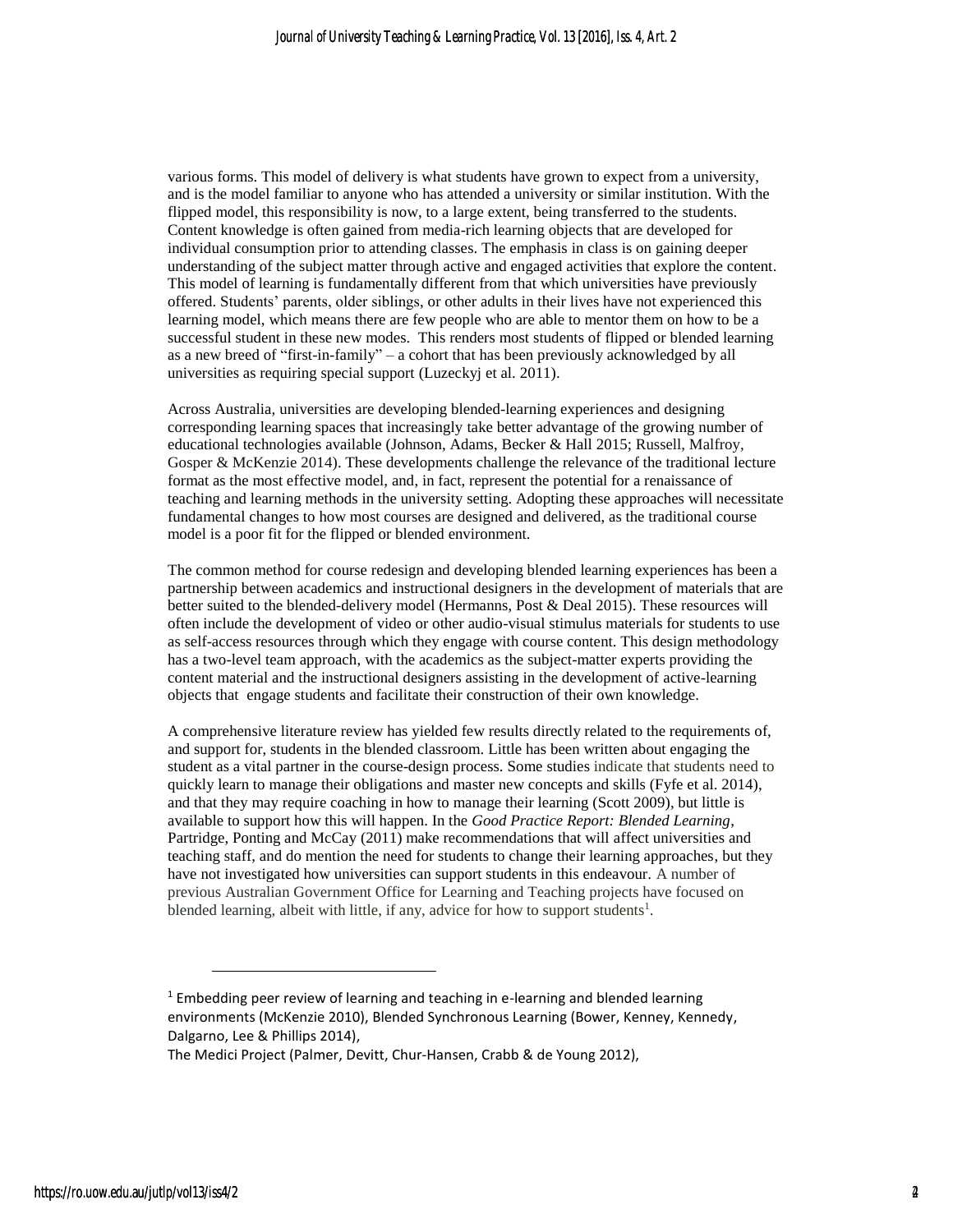various forms. This model of delivery is what students have grown to expect from a university, and is the model familiar to anyone who has attended a university or similar institution. With the flipped model, this responsibility is now, to a large extent, being transferred to the students. Content knowledge is often gained from media-rich learning objects that are developed for individual consumption prior to attending classes. The emphasis in class is on gaining deeper understanding of the subject matter through active and engaged activities that explore the content. This model of learning is fundamentally different from that which universities have previously offered. Students' parents, older siblings, or other adults in their lives have not experienced this learning model, which means there are few people who are able to mentor them on how to be a successful student in these new modes. This renders most students of flipped or blended learning as a new breed of "first-in-family" – a cohort that has been previously acknowledged by all universities as requiring special support (Luzeckyj et al. 2011).

Across Australia, universities are developing blended-learning experiences and designing corresponding learning spaces that increasingly take better advantage of the growing number of educational technologies available (Johnson, Adams, Becker & Hall 2015; Russell, Malfroy, Gosper & McKenzie 2014). These developments challenge the relevance of the traditional lecture format as the most effective model, and, in fact, represent the potential for a renaissance of teaching and learning methods in the university setting. Adopting these approaches will necessitate fundamental changes to how most courses are designed and delivered, as the traditional course model is a poor fit for the flipped or blended environment.

The common method for course redesign and developing blended learning experiences has been a partnership between academics and instructional designers in the development of materials that are better suited to the blended-delivery model (Hermanns, Post & Deal 2015). These resources will often include the development of video or other audio-visual stimulus materials for students to use as self-access resources through which they engage with course content. This design methodology has a two-level team approach, with the academics as the subject-matter experts providing the content material and the instructional designers assisting in the development of active-learning objects that engage students and facilitate their construction of their own knowledge.

A comprehensive literature review has yielded few results directly related to the requirements of, and support for, students in the blended classroom. Little has been written about engaging the student as a vital partner in the course-design process. Some studies indicate that students need to quickly learn to manage their obligations and master new concepts and skills (Fyfe et al. 2014), and that they may require coaching in how to manage their learning (Scott 2009), but little is available to support how this will happen. In the *Good Practice Report: Blended Learning*, Partridge, Ponting and McCay (2011) make recommendations that will affect universities and teaching staff, and do mention the need for students to change their learning approaches, but they have not investigated how universities can support students in this endeavour. A number of previous Australian Government Office for Learning and Teaching projects have focused on blended learning, albeit with little, if any, advice for how to support students[1].

---

[1] Embedding peer review of learning and teaching in e-learning and blended learning environments (McKenzie 2010), Blended Synchronous Learning (Bower, Kenney, Kennedy, Dalgarno, Lee & Phillips 2014),

The Medici Project (Palmer, Devitt, Chur-Hansen, Crabb & de Young 2012),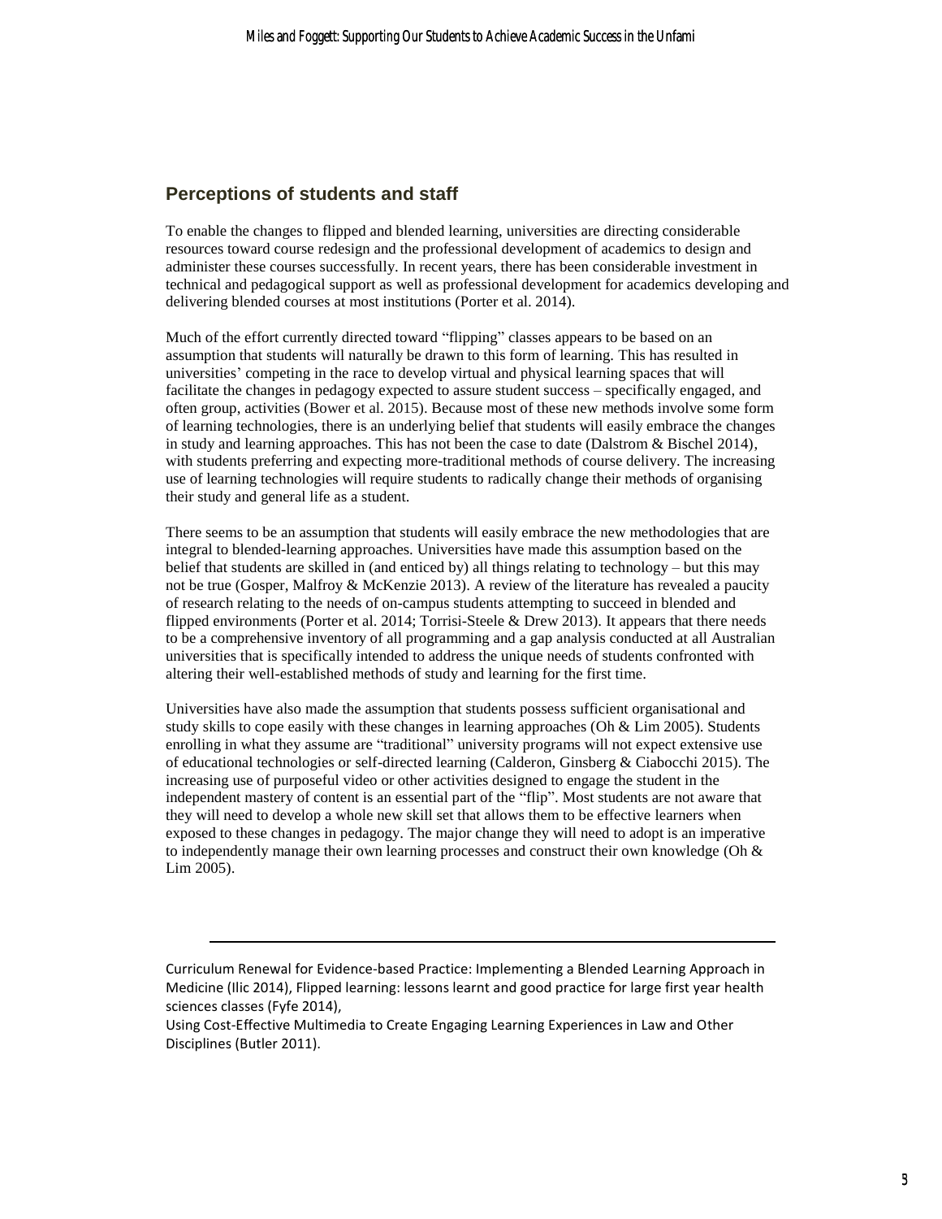## Perceptions of students and staff

To enable the changes to flipped and blended learning, universities are directing considerable resources toward course redesign and the professional development of academics to design and administer these courses successfully. In recent years, there has been considerable investment in technical and pedagogical support as well as professional development for academics developing and delivering blended courses at most institutions (Porter et al. 2014).

Much of the effort currently directed toward "flipping" classes appears to be based on an assumption that students will naturally be drawn to this form of learning. This has resulted in universities' competing in the race to develop virtual and physical learning spaces that will facilitate the changes in pedagogy expected to assure student success – specifically engaged, and often group, activities (Bower et al. 2015). Because most of these new methods involve some form of learning technologies, there is an underlying belief that students will easily embrace the changes in study and learning approaches. This has not been the case to date (Dalstrom & Bischel 2014), with students preferring and expecting more-traditional methods of course delivery. The increasing use of learning technologies will require students to radically change their methods of organising their study and general life as a student.

There seems to be an assumption that students will easily embrace the new methodologies that are integral to blended-learning approaches. Universities have made this assumption based on the belief that students are skilled in (and enticed by) all things relating to technology – but this may not be true (Gosper, Malfroy & McKenzie 2013). A review of the literature has revealed a paucity of research relating to the needs of on-campus students attempting to succeed in blended and flipped environments (Porter et al. 2014; Torrisi-Steele & Drew 2013). It appears that there needs to be a comprehensive inventory of all programming and a gap analysis conducted at all Australian universities that is specifically intended to address the unique needs of students confronted with altering their well-established methods of study and learning for the first time.

Universities have also made the assumption that students possess sufficient organisational and study skills to cope easily with these changes in learning approaches (Oh & Lim 2005). Students enrolling in what they assume are "traditional" university programs will not expect extensive use of educational technologies or self-directed learning (Calderon, Ginsberg & Ciabocchi 2015). The increasing use of purposeful video or other activities designed to engage the student in the independent mastery of content is an essential part of the "flip". Most students are not aware that they will need to develop a whole new skill set that allows them to be effective learners when exposed to these changes in pedagogy. The major change they will need to adopt is an imperative to independently manage their own learning processes and construct their own knowledge (Oh & Lim 2005).

---

Curriculum Renewal for Evidence-based Practice: Implementing a Blended Learning Approach in Medicine (Ilic 2014), Flipped learning: lessons learnt and good practice for large first year health sciences classes (Fyfe 2014),
Using Cost-Effective Multimedia to Create Engaging Learning Experiences in Law and Other Disciplines (Butler 2011).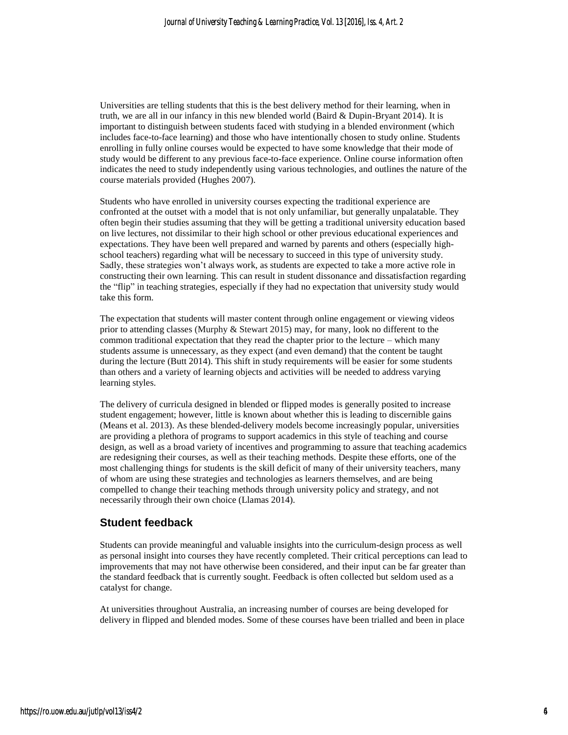Universities are telling students that this is the best delivery method for their learning, when in truth, we are all in our infancy in this new blended world (Baird & Dupin-Bryant 2014). It is important to distinguish between students faced with studying in a blended environment (which includes face-to-face learning) and those who have intentionally chosen to study online. Students enrolling in fully online courses would be expected to have some knowledge that their mode of study would be different to any previous face-to-face experience. Online course information often indicates the need to study independently using various technologies, and outlines the nature of the course materials provided (Hughes 2007).

Students who have enrolled in university courses expecting the traditional experience are confronted at the outset with a model that is not only unfamiliar, but generally unpalatable. They often begin their studies assuming that they will be getting a traditional university education based on live lectures, not dissimilar to their high school or other previous educational experiences and expectations. They have been well prepared and warned by parents and others (especially high-school teachers) regarding what will be necessary to succeed in this type of university study. Sadly, these strategies won't always work, as students are expected to take a more active role in constructing their own learning. This can result in student dissonance and dissatisfaction regarding the "flip" in teaching strategies, especially if they had no expectation that university study would take this form.

The expectation that students will master content through online engagement or viewing videos prior to attending classes (Murphy & Stewart 2015) may, for many, look no different to the common traditional expectation that they read the chapter prior to the lecture – which many students assume is unnecessary, as they expect (and even demand) that the content be taught during the lecture (Butt 2014). This shift in study requirements will be easier for some students than others and a variety of learning objects and activities will be needed to address varying learning styles.

The delivery of curricula designed in blended or flipped modes is generally posited to increase student engagement; however, little is known about whether this is leading to discernible gains (Means et al. 2013). As these blended-delivery models become increasingly popular, universities are providing a plethora of programs to support academics in this style of teaching and course design, as well as a broad variety of incentives and programming to assure that teaching academics are redesigning their courses, as well as their teaching methods. Despite these efforts, one of the most challenging things for students is the skill deficit of many of their university teachers, many of whom are using these strategies and technologies as learners themselves, and are being compelled to change their teaching methods through university policy and strategy, and not necessarily through their own choice (Llamas 2014).

## Student feedback

Students can provide meaningful and valuable insights into the curriculum-design process as well as personal insight into courses they have recently completed. Their critical perceptions can lead to improvements that may not have otherwise been considered, and their input can be far greater than the standard feedback that is currently sought. Feedback is often collected but seldom used as a catalyst for change.

At universities throughout Australia, an increasing number of courses are being developed for delivery in flipped and blended modes. Some of these courses have been trialled and been in place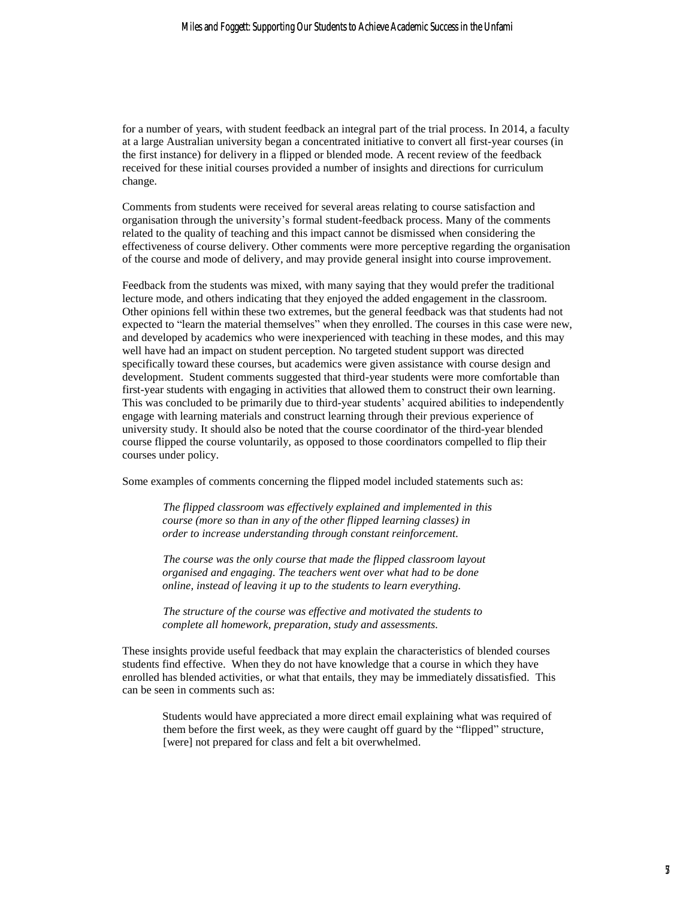for a number of years, with student feedback an integral part of the trial process. In 2014, a faculty at a large Australian university began a concentrated initiative to convert all first-year courses (in the first instance) for delivery in a flipped or blended mode. A recent review of the feedback received for these initial courses provided a number of insights and directions for curriculum change.

Comments from students were received for several areas relating to course satisfaction and organisation through the university's formal student-feedback process. Many of the comments related to the quality of teaching and this impact cannot be dismissed when considering the effectiveness of course delivery. Other comments were more perceptive regarding the organisation of the course and mode of delivery, and may provide general insight into course improvement.

Feedback from the students was mixed, with many saying that they would prefer the traditional lecture mode, and others indicating that they enjoyed the added engagement in the classroom. Other opinions fell within these two extremes, but the general feedback was that students had not expected to "learn the material themselves" when they enrolled. The courses in this case were new, and developed by academics who were inexperienced with teaching in these modes, and this may well have had an impact on student perception. No targeted student support was directed specifically toward these courses, but academics were given assistance with course design and development. Student comments suggested that third-year students were more comfortable than first-year students with engaging in activities that allowed them to construct their own learning. This was concluded to be primarily due to third-year students' acquired abilities to independently engage with learning materials and construct learning through their previous experience of university study. It should also be noted that the course coordinator of the third-year blended course flipped the course voluntarily, as opposed to those coordinators compelled to flip their courses under policy.

Some examples of comments concerning the flipped model included statements such as:

> *The flipped classroom was effectively explained and implemented in this course (more so than in any of the other flipped learning classes) in order to increase understanding through constant reinforcement.*
>
> *The course was the only course that made the flipped classroom layout organised and engaging. The teachers went over what had to be done online, instead of leaving it up to the students to learn everything.*
>
> *The structure of the course was effective and motivated the students to complete all homework, preparation, study and assessments.*

These insights provide useful feedback that may explain the characteristics of blended courses students find effective. When they do not have knowledge that a course in which they have enrolled has blended activities, or what that entails, they may be immediately dissatisfied. This can be seen in comments such as:

> Students would have appreciated a more direct email explaining what was required of them before the first week, as they were caught off guard by the "flipped" structure, [were] not prepared for class and felt a bit overwhelmed.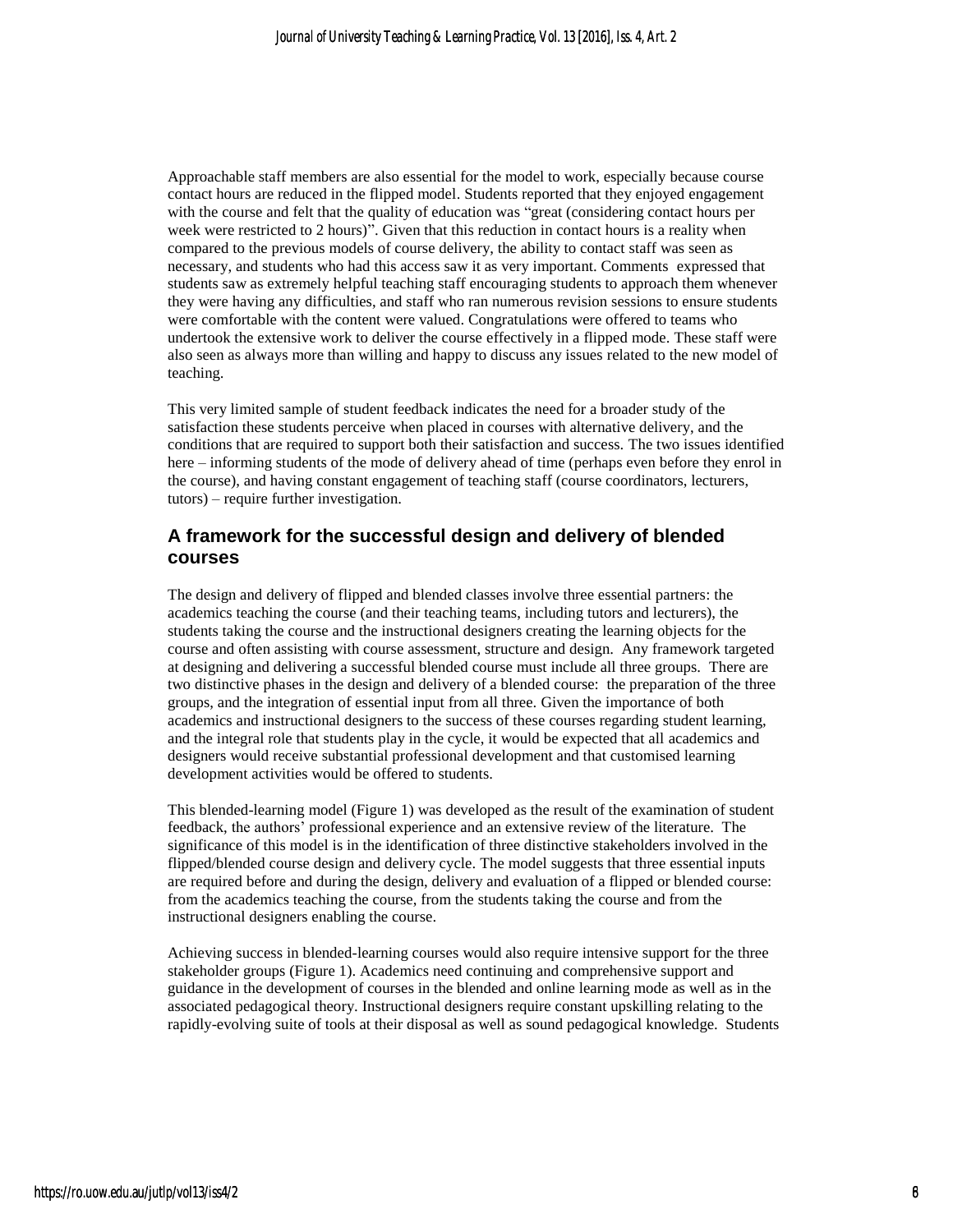Approachable staff members are also essential for the model to work, especially because course contact hours are reduced in the flipped model. Students reported that they enjoyed engagement with the course and felt that the quality of education was "great (considering contact hours per week were restricted to 2 hours)". Given that this reduction in contact hours is a reality when compared to the previous models of course delivery, the ability to contact staff was seen as necessary, and students who had this access saw it as very important. Comments expressed that students saw as extremely helpful teaching staff encouraging students to approach them whenever they were having any difficulties, and staff who ran numerous revision sessions to ensure students were comfortable with the content were valued. Congratulations were offered to teams who undertook the extensive work to deliver the course effectively in a flipped mode. These staff were also seen as always more than willing and happy to discuss any issues related to the new model of teaching.

This very limited sample of student feedback indicates the need for a broader study of the satisfaction these students perceive when placed in courses with alternative delivery, and the conditions that are required to support both their satisfaction and success. The two issues identified here – informing students of the mode of delivery ahead of time (perhaps even before they enrol in the course), and having constant engagement of teaching staff (course coordinators, lecturers, tutors) – require further investigation.

## A framework for the successful design and delivery of blended courses

The design and delivery of flipped and blended classes involve three essential partners: the academics teaching the course (and their teaching teams, including tutors and lecturers), the students taking the course and the instructional designers creating the learning objects for the course and often assisting with course assessment, structure and design. Any framework targeted at designing and delivering a successful blended course must include all three groups. There are two distinctive phases in the design and delivery of a blended course: the preparation of the three groups, and the integration of essential input from all three. Given the importance of both academics and instructional designers to the success of these courses regarding student learning, and the integral role that students play in the cycle, it would be expected that all academics and designers would receive substantial professional development and that customised learning development activities would be offered to students.

This blended-learning model (Figure 1) was developed as the result of the examination of student feedback, the authors' professional experience and an extensive review of the literature. The significance of this model is in the identification of three distinctive stakeholders involved in the flipped/blended course design and delivery cycle. The model suggests that three essential inputs are required before and during the design, delivery and evaluation of a flipped or blended course: from the academics teaching the course, from the students taking the course and from the instructional designers enabling the course.

Achieving success in blended-learning courses would also require intensive support for the three stakeholder groups (Figure 1). Academics need continuing and comprehensive support and guidance in the development of courses in the blended and online learning mode as well as in the associated pedagogical theory. Instructional designers require constant upskilling relating to the rapidly-evolving suite of tools at their disposal as well as sound pedagogical knowledge. Students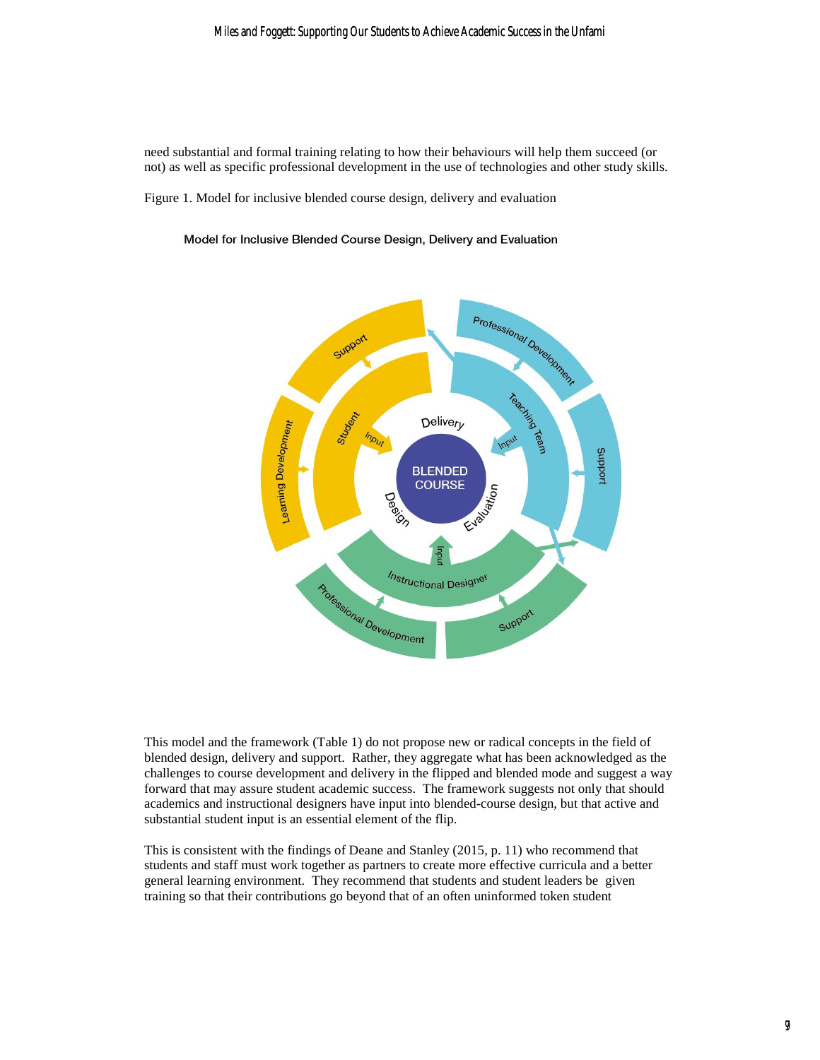need substantial and formal training relating to how their behaviours will help them succeed (or not) as well as specific professional development in the use of technologies and other study skills.

Figure 1. Model for inclusive blended course design, delivery and evaluation

Model for Inclusive Blended Course Design, Delivery and Evaluation

This model and the framework (Table 1) do not propose new or radical concepts in the field of blended design, delivery and support. Rather, they aggregate what has been acknowledged as the challenges to course development and delivery in the flipped and blended mode and suggest a way forward that may assure student academic success. The framework suggests not only that should academics and instructional designers have input into blended-course design, but that active and substantial student input is an essential element of the flip.

This is consistent with the findings of Deane and Stanley (2015, p. 11) who recommend that students and staff must work together as partners to create more effective curricula and a better general learning environment. They recommend that students and student leaders be given training so that their contributions go beyond that of an often uninformed token student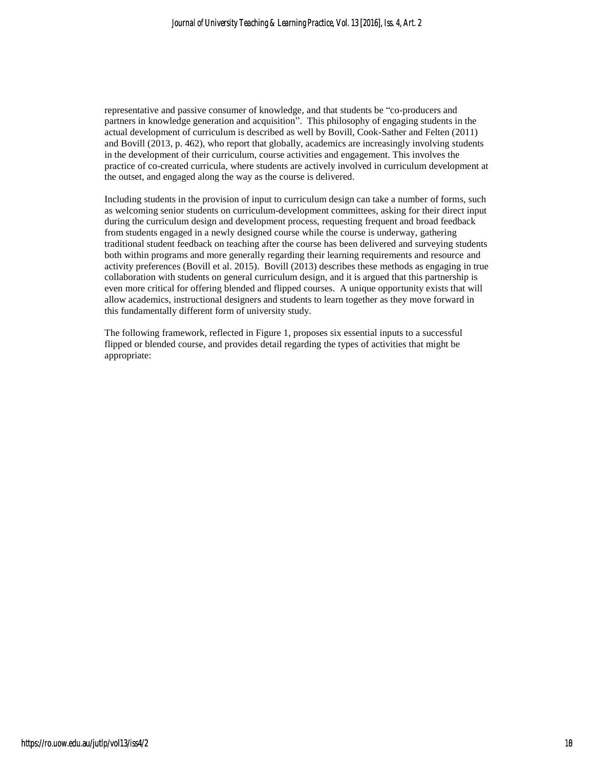representative and passive consumer of knowledge, and that students be "co-producers and partners in knowledge generation and acquisition". This philosophy of engaging students in the actual development of curriculum is described as well by Bovill, Cook-Sather and Felten (2011) and Bovill (2013, p. 462), who report that globally, academics are increasingly involving students in the development of their curriculum, course activities and engagement. This involves the practice of co-created curricula, where students are actively involved in curriculum development at the outset, and engaged along the way as the course is delivered.

Including students in the provision of input to curriculum design can take a number of forms, such as welcoming senior students on curriculum-development committees, asking for their direct input during the curriculum design and development process, requesting frequent and broad feedback from students engaged in a newly designed course while the course is underway, gathering traditional student feedback on teaching after the course has been delivered and surveying students both within programs and more generally regarding their learning requirements and resource and activity preferences (Bovill et al. 2015). Bovill (2013) describes these methods as engaging in true collaboration with students on general curriculum design, and it is argued that this partnership is even more critical for offering blended and flipped courses. A unique opportunity exists that will allow academics, instructional designers and students to learn together as they move forward in this fundamentally different form of university study.

The following framework, reflected in Figure 1, proposes six essential inputs to a successful flipped or blended course, and provides detail regarding the types of activities that might be appropriate: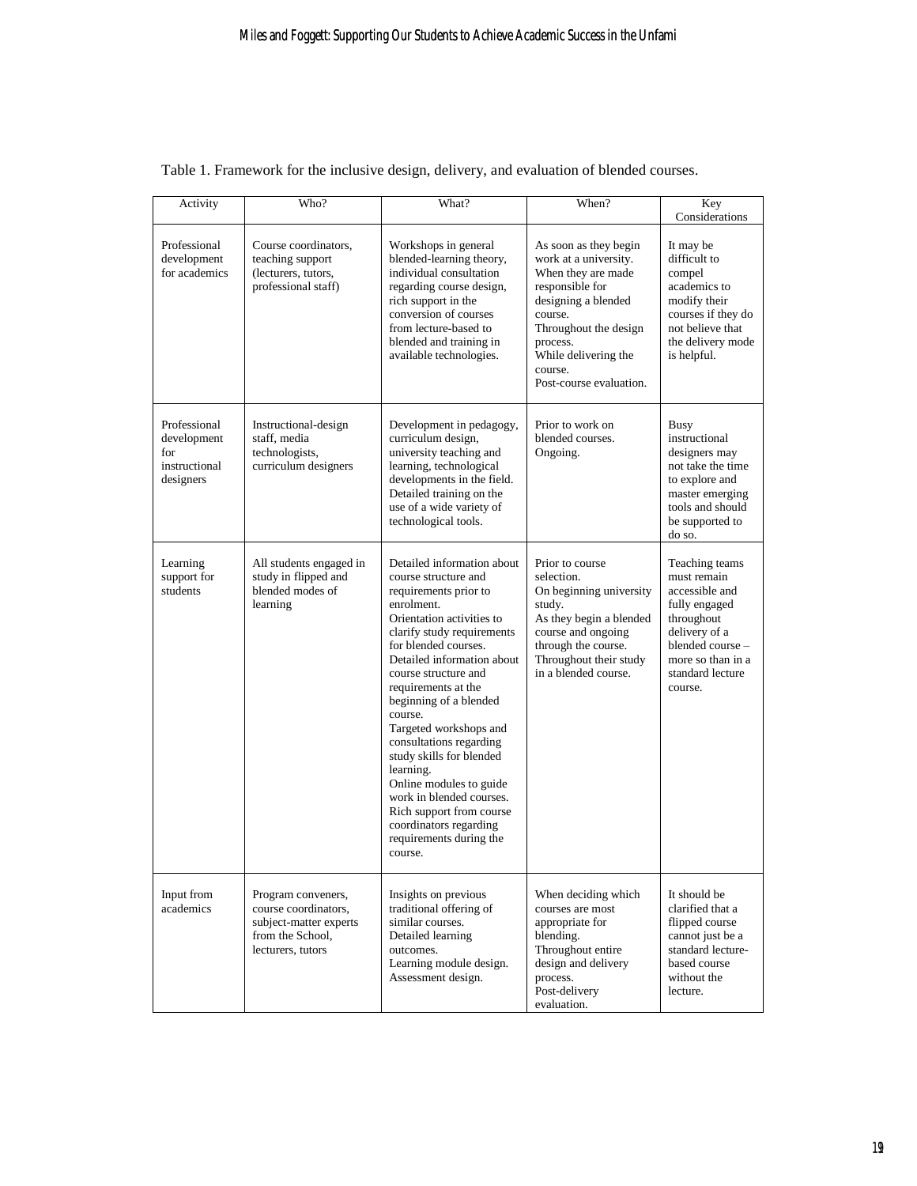Table 1. Framework for the inclusive design, delivery, and evaluation of blended courses.

| Activity | Who? | What? | When? | Key Considerations |
|---|---|---|---|---|
| Professional development for academics | Course coordinators, teaching support (lecturers, tutors, professional staff) | Workshops in general blended-learning theory, individual consultation regarding course design, rich support in the conversion of courses from lecture-based to blended and training in available technologies. | As soon as they begin work at a university. When they are made responsible for designing a blended course. Throughout the design process. While delivering the course. Post-course evaluation. | It may be difficult to compel academics to modify their courses if they do not believe that the delivery mode is helpful. |
| Professional development for instructional designers | Instructional-design staff, media technologists, curriculum designers | Development in pedagogy, curriculum design, university teaching and learning, technological developments in the field. Detailed training on the use of a wide variety of technological tools. | Prior to work on blended courses. Ongoing. | Busy instructional designers may not take the time to explore and master emerging tools and should be supported to do so. |
| Learning support for students | All students engaged in study in flipped and blended modes of learning | Detailed information about course structure and requirements prior to enrolment. Orientation activities to clarify study requirements for blended courses. Detailed information about course structure and requirements at the beginning of a blended course. Targeted workshops and consultations regarding study skills for blended learning. Online modules to guide work in blended courses. Rich support from course coordinators regarding requirements during the course. | Prior to course selection. On beginning university study. As they begin a blended course and ongoing through the course. Throughout their study in a blended course. | Teaching teams must remain accessible and fully engaged throughout delivery of a blended course – more so than in a standard lecture course. |
| Input from academics | Program conveners, course coordinators, subject-matter experts from the School, lecturers, tutors | Insights on previous traditional offering of similar courses. Detailed learning outcomes. Learning module design. Assessment design. | When deciding which courses are most appropriate for blending. Throughout entire design and delivery process. Post-delivery evaluation. | It should be clarified that a flipped course cannot just be a standard lecture-based course without the lecture. |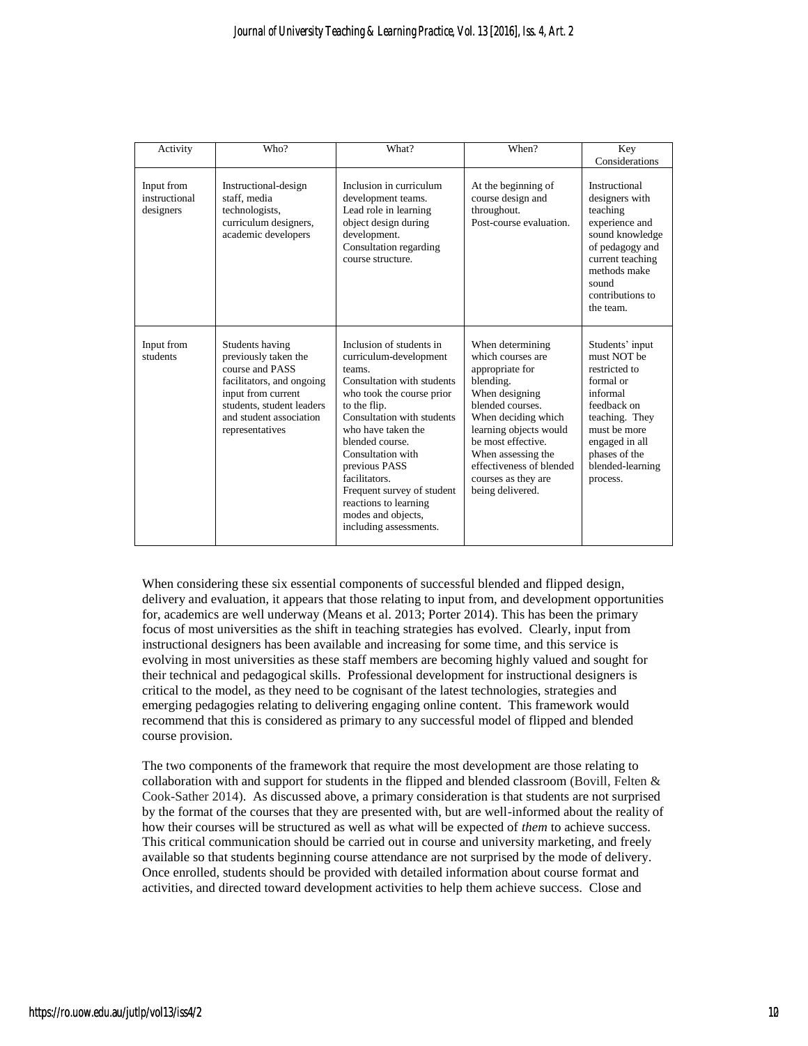| Activity | Who? | What? | When? | Key Considerations |
|---|---|---|---|---|
| Input from instructional designers | Instructional-design staff, media technologists, curriculum designers, academic developers | Inclusion in curriculum development teams. Lead role in learning object design during development. Consultation regarding course structure. | At the beginning of course design and throughout. Post-course evaluation. | Instructional designers with teaching experience and sound knowledge of pedagogy and current teaching methods make sound contributions to the team. |
| Input from students | Students having previously taken the course and PASS facilitators, and ongoing input from current students, student leaders and student association representatives | Inclusion of students in curriculum-development teams. Consultation with students who took the course prior to the flip. Consultation with students who have taken the blended course. Consultation with previous PASS facilitators. Frequent survey of student reactions to learning modes and objects, including assessments. | When determining which courses are appropriate for blending. When designing blended courses. When deciding which learning objects would be most effective. When assessing the effectiveness of blended courses as they are being delivered. | Students' input must NOT be restricted to formal or informal feedback on teaching. They must be more engaged in all phases of the blended-learning process. |

When considering these six essential components of successful blended and flipped design, delivery and evaluation, it appears that those relating to input from, and development opportunities for, academics are well underway (Means et al. 2013; Porter 2014). This has been the primary focus of most universities as the shift in teaching strategies has evolved. Clearly, input from instructional designers has been available and increasing for some time, and this service is evolving in most universities as these staff members are becoming highly valued and sought for their technical and pedagogical skills. Professional development for instructional designers is critical to the model, as they need to be cognisant of the latest technologies, strategies and emerging pedagogies relating to delivering engaging online content. This framework would recommend that this is considered as primary to any successful model of flipped and blended course provision.

The two components of the framework that require the most development are those relating to collaboration with and support for students in the flipped and blended classroom (Bovill, Felten & Cook-Sather 2014). As discussed above, a primary consideration is that students are not surprised by the format of the courses that they are presented with, but are well-informed about the reality of how their courses will be structured as well as what will be expected of *them* to achieve success. This critical communication should be carried out in course and university marketing, and freely available so that students beginning course attendance are not surprised by the mode of delivery. Once enrolled, students should be provided with detailed information about course format and activities, and directed toward development activities to help them achieve success. Close and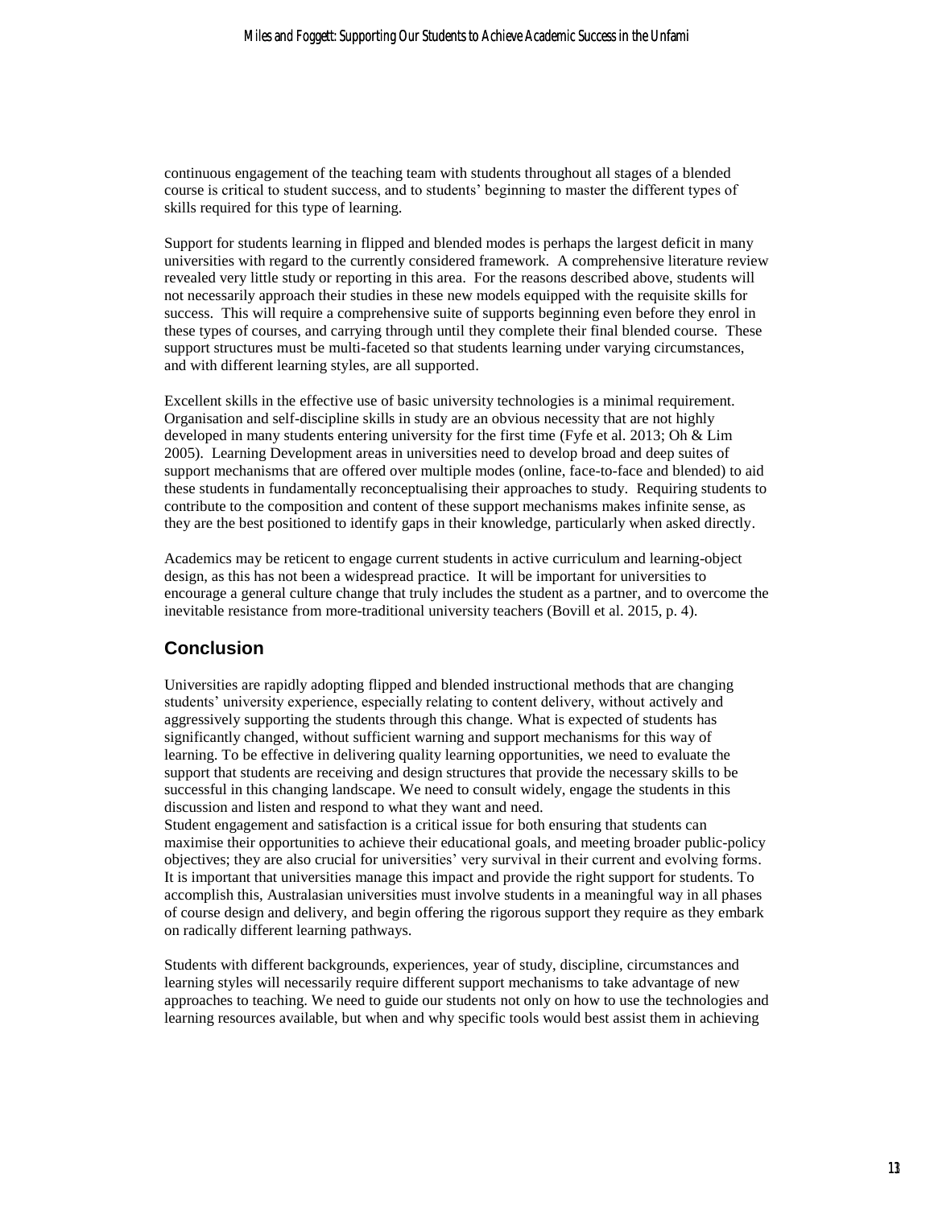continuous engagement of the teaching team with students throughout all stages of a blended course is critical to student success, and to students' beginning to master the different types of skills required for this type of learning.

Support for students learning in flipped and blended modes is perhaps the largest deficit in many universities with regard to the currently considered framework. A comprehensive literature review revealed very little study or reporting in this area. For the reasons described above, students will not necessarily approach their studies in these new models equipped with the requisite skills for success. This will require a comprehensive suite of supports beginning even before they enrol in these types of courses, and carrying through until they complete their final blended course. These support structures must be multi-faceted so that students learning under varying circumstances, and with different learning styles, are all supported.

Excellent skills in the effective use of basic university technologies is a minimal requirement. Organisation and self-discipline skills in study are an obvious necessity that are not highly developed in many students entering university for the first time (Fyfe et al. 2013; Oh & Lim 2005). Learning Development areas in universities need to develop broad and deep suites of support mechanisms that are offered over multiple modes (online, face-to-face and blended) to aid these students in fundamentally reconceptualising their approaches to study. Requiring students to contribute to the composition and content of these support mechanisms makes infinite sense, as they are the best positioned to identify gaps in their knowledge, particularly when asked directly.

Academics may be reticent to engage current students in active curriculum and learning-object design, as this has not been a widespread practice. It will be important for universities to encourage a general culture change that truly includes the student as a partner, and to overcome the inevitable resistance from more-traditional university teachers (Bovill et al. 2015, p. 4).

## Conclusion

Universities are rapidly adopting flipped and blended instructional methods that are changing students' university experience, especially relating to content delivery, without actively and aggressively supporting the students through this change. What is expected of students has significantly changed, without sufficient warning and support mechanisms for this way of learning. To be effective in delivering quality learning opportunities, we need to evaluate the support that students are receiving and design structures that provide the necessary skills to be successful in this changing landscape. We need to consult widely, engage the students in this discussion and listen and respond to what they want and need.

Student engagement and satisfaction is a critical issue for both ensuring that students can maximise their opportunities to achieve their educational goals, and meeting broader public-policy objectives; they are also crucial for universities' very survival in their current and evolving forms. It is important that universities manage this impact and provide the right support for students. To accomplish this, Australasian universities must involve students in a meaningful way in all phases of course design and delivery, and begin offering the rigorous support they require as they embark on radically different learning pathways.

Students with different backgrounds, experiences, year of study, discipline, circumstances and learning styles will necessarily require different support mechanisms to take advantage of new approaches to teaching. We need to guide our students not only on how to use the technologies and learning resources available, but when and why specific tools would best assist them in achieving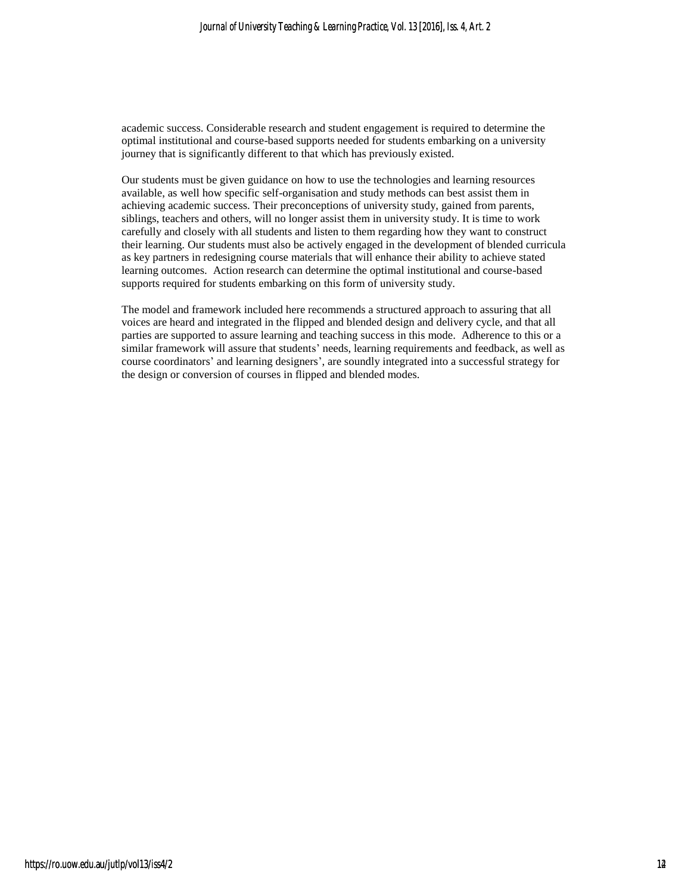academic success. Considerable research and student engagement is required to determine the optimal institutional and course-based supports needed for students embarking on a university journey that is significantly different to that which has previously existed.

Our students must be given guidance on how to use the technologies and learning resources available, as well how specific self-organisation and study methods can best assist them in achieving academic success. Their preconceptions of university study, gained from parents, siblings, teachers and others, will no longer assist them in university study. It is time to work carefully and closely with all students and listen to them regarding how they want to construct their learning. Our students must also be actively engaged in the development of blended curricula as key partners in redesigning course materials that will enhance their ability to achieve stated learning outcomes. Action research can determine the optimal institutional and course-based supports required for students embarking on this form of university study.

The model and framework included here recommends a structured approach to assuring that all voices are heard and integrated in the flipped and blended design and delivery cycle, and that all parties are supported to assure learning and teaching success in this mode. Adherence to this or a similar framework will assure that students' needs, learning requirements and feedback, as well as course coordinators' and learning designers', are soundly integrated into a successful strategy for the design or conversion of courses in flipped and blended modes.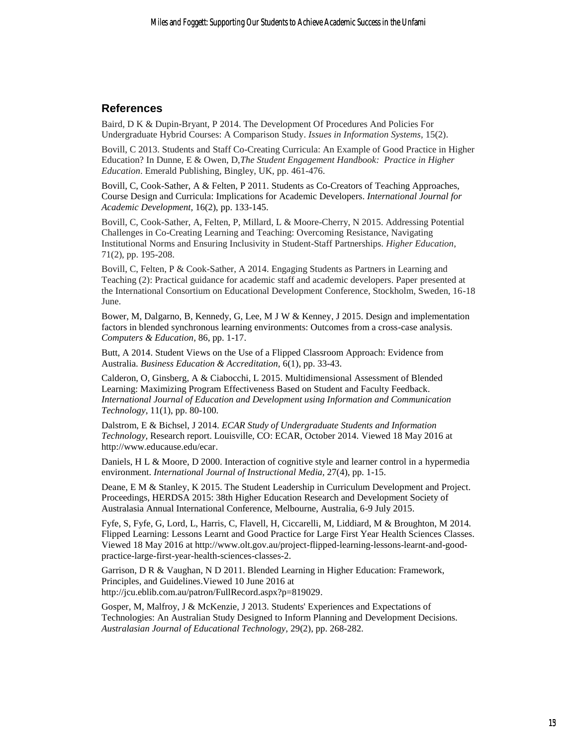## References

Baird, D K & Dupin-Bryant, P 2014. The Development Of Procedures And Policies For Undergraduate Hybrid Courses: A Comparison Study. *Issues in Information Systems*, 15(2).

Bovill, C 2013. Students and Staff Co-Creating Curricula: An Example of Good Practice in Higher Education? In Dunne, E & Owen, D,*The Student Engagement Handbook: Practice in Higher Education*. Emerald Publishing, Bingley, UK, pp. 461-476.

Bovill, C, Cook-Sather, A & Felten, P 2011. Students as Co-Creators of Teaching Approaches, Course Design and Curricula: Implications for Academic Developers. *International Journal for Academic Development*, 16(2), pp. 133-145.

Bovill, C, Cook-Sather, A, Felten, P, Millard, L & Moore-Cherry, N 2015. Addressing Potential Challenges in Co-Creating Learning and Teaching: Overcoming Resistance, Navigating Institutional Norms and Ensuring Inclusivity in Student-Staff Partnerships. *Higher Education*, 71(2), pp. 195-208.

Bovill, C, Felten, P & Cook-Sather, A 2014. Engaging Students as Partners in Learning and Teaching (2): Practical guidance for academic staff and academic developers. Paper presented at the International Consortium on Educational Development Conference, Stockholm, Sweden, 16-18 June.

Bower, M, Dalgarno, B, Kennedy, G, Lee, M J W & Kenney, J 2015. Design and implementation factors in blended synchronous learning environments: Outcomes from a cross-case analysis. *Computers & Education*, 86, pp. 1-17.

Butt, A 2014. Student Views on the Use of a Flipped Classroom Approach: Evidence from Australia. *Business Education & Accreditation*, 6(1), pp. 33-43.

Calderon, O, Ginsberg, A & Ciabocchi, L 2015. Multidimensional Assessment of Blended Learning: Maximizing Program Effectiveness Based on Student and Faculty Feedback. *International Journal of Education and Development using Information and Communication Technology*, 11(1), pp. 80-100.

Dalstrom, E & Bichsel, J 2014. *ECAR Study of Undergraduate Students and Information Technology*, Research report. Louisville, CO: ECAR, October 2014. Viewed 18 May 2016 at http://www.educause.edu/ecar.

Daniels, H L & Moore, D 2000. Interaction of cognitive style and learner control in a hypermedia environment. *International Journal of Instructional Media*, 27(4), pp. 1-15.

Deane, E M & Stanley, K 2015. The Student Leadership in Curriculum Development and Project. Proceedings, HERDSA 2015: 38th Higher Education Research and Development Society of Australasia Annual International Conference, Melbourne, Australia, 6-9 July 2015.

Fyfe, S, Fyfe, G, Lord, L, Harris, C, Flavell, H, Ciccarelli, M, Liddiard, M & Broughton, M 2014. Flipped Learning: Lessons Learnt and Good Practice for Large First Year Health Sciences Classes. Viewed 18 May 2016 at http://www.olt.gov.au/project-flipped-learning-lessons-learnt-and-good-practice-large-first-year-health-sciences-classes-2.

Garrison, D R & Vaughan, N D 2011. Blended Learning in Higher Education: Framework, Principles, and Guidelines.Viewed 10 June 2016 at http://jcu.eblib.com.au/patron/FullRecord.aspx?p=819029.

Gosper, M, Malfroy, J & McKenzie, J 2013. Students' Experiences and Expectations of Technologies: An Australian Study Designed to Inform Planning and Development Decisions. *Australasian Journal of Educational Technology*, 29(2), pp. 268-282.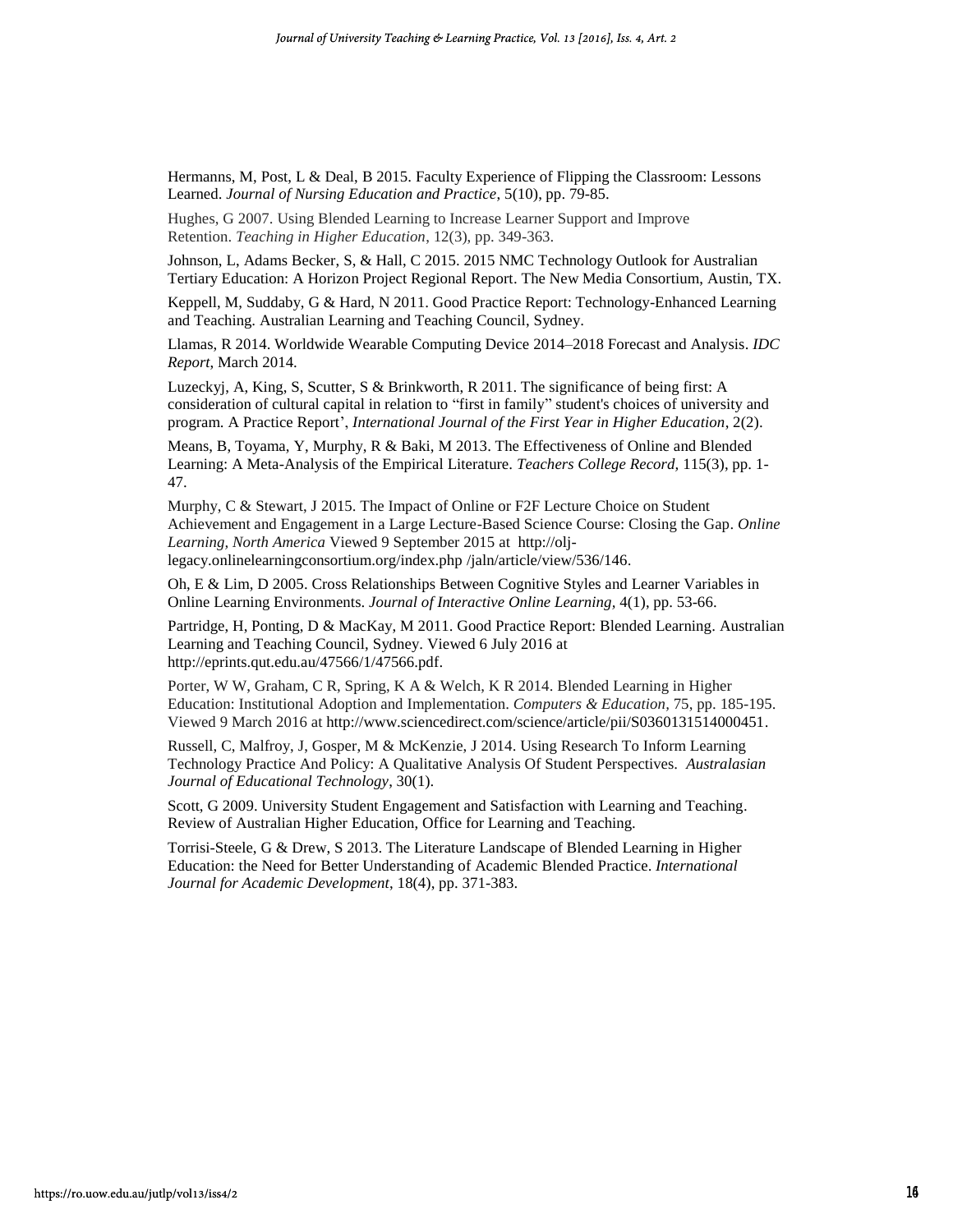Hermanns, M, Post, L & Deal, B 2015. Faculty Experience of Flipping the Classroom: Lessons Learned. *Journal of Nursing Education and Practice*, 5(10), pp. 79-85.

Hughes, G 2007. Using Blended Learning to Increase Learner Support and Improve Retention. *Teaching in Higher Education*, 12(3), pp. 349-363.

Johnson, L, Adams Becker, S, & Hall, C 2015. 2015 NMC Technology Outlook for Australian Tertiary Education: A Horizon Project Regional Report. The New Media Consortium, Austin, TX.

Keppell, M, Suddaby, G & Hard, N 2011. Good Practice Report: Technology-Enhanced Learning and Teaching. Australian Learning and Teaching Council, Sydney.

Llamas, R 2014. Worldwide Wearable Computing Device 2014–2018 Forecast and Analysis. *IDC Report*, March 2014.

Luzeckyj, A, King, S, Scutter, S & Brinkworth, R 2011. The significance of being first: A consideration of cultural capital in relation to "first in family" student's choices of university and program. A Practice Report', *International Journal of the First Year in Higher Education*, 2(2).

Means, B, Toyama, Y, Murphy, R & Baki, M 2013. The Effectiveness of Online and Blended Learning: A Meta-Analysis of the Empirical Literature. *Teachers College Record*, 115(3), pp. 1-47.

Murphy, C & Stewart, J 2015. The Impact of Online or F2F Lecture Choice on Student Achievement and Engagement in a Large Lecture-Based Science Course: Closing the Gap. *Online Learning, North America* Viewed 9 September 2015 at http://olj-legacy.onlinelearningconsortium.org/index.php /jaln/article/view/536/146.

Oh, E & Lim, D 2005. Cross Relationships Between Cognitive Styles and Learner Variables in Online Learning Environments. *Journal of Interactive Online Learning*, 4(1), pp. 53-66.

Partridge, H, Ponting, D & MacKay, M 2011. Good Practice Report: Blended Learning. Australian Learning and Teaching Council, Sydney. Viewed 6 July 2016 at http://eprints.qut.edu.au/47566/1/47566.pdf.

Porter, W W, Graham, C R, Spring, K A & Welch, K R 2014. Blended Learning in Higher Education: Institutional Adoption and Implementation. *Computers & Education*, 75, pp. 185-195. Viewed 9 March 2016 at http://www.sciencedirect.com/science/article/pii/S0360131514000451.

Russell, C, Malfroy, J, Gosper, M & McKenzie, J 2014. Using Research To Inform Learning Technology Practice And Policy: A Qualitative Analysis Of Student Perspectives. *Australasian Journal of Educational Technology*, 30(1).

Scott, G 2009. University Student Engagement and Satisfaction with Learning and Teaching. Review of Australian Higher Education, Office for Learning and Teaching.

Torrisi-Steele, G & Drew, S 2013. The Literature Landscape of Blended Learning in Higher Education: the Need for Better Understanding of Academic Blended Practice. *International Journal for Academic Development*, 18(4), pp. 371-383.